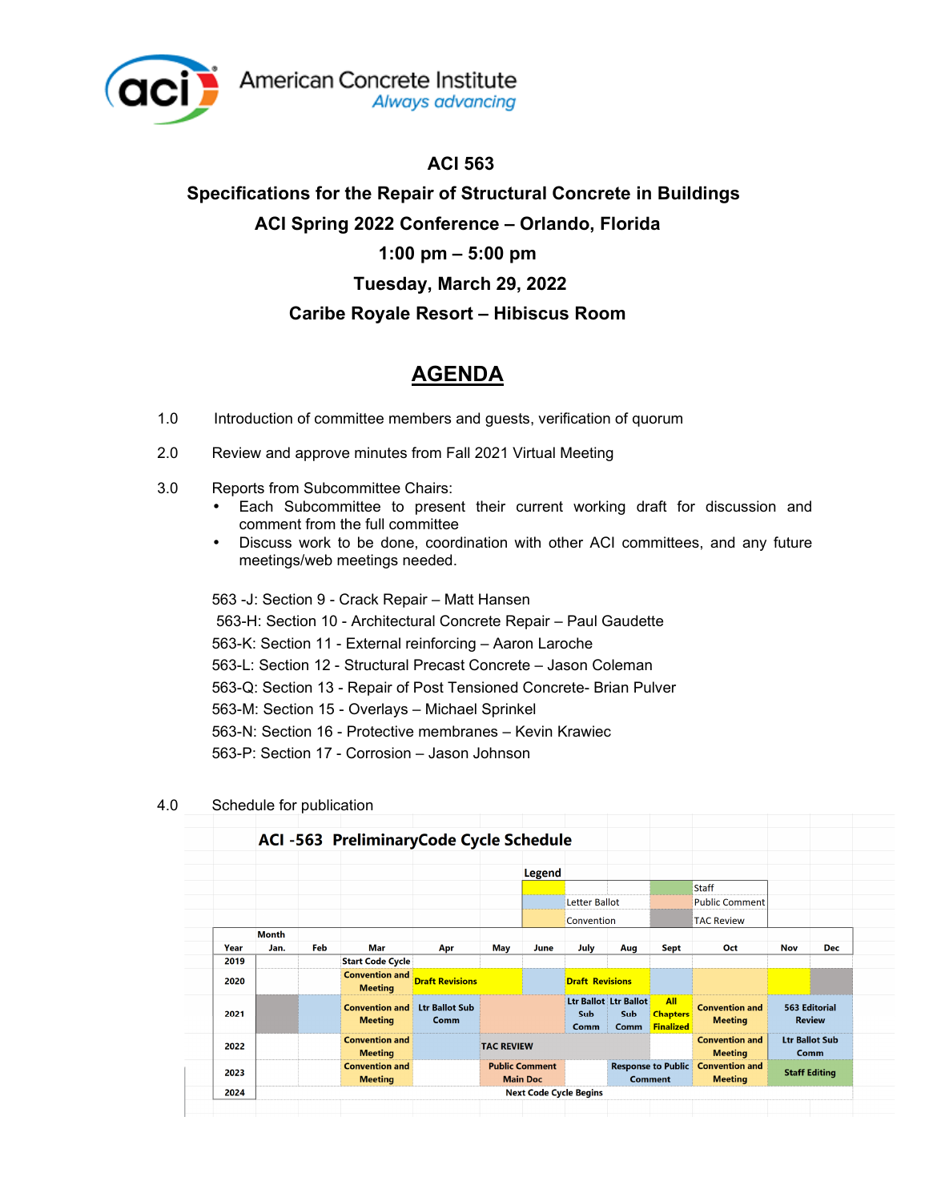American Concrete Institute
*Always advancing*

**ACI 563**

**Specifications for the Repair of Structural Concrete in Buildings**

**ACI Spring 2022 Conference – Orlando, Florida**

**1:00 pm – 5:00 pm**

**Tuesday, March 29, 2022**

**Caribe Royale Resort – Hibiscus Room**

# AGENDA

1.0 Introduction of committee members and guests, verification of quorum

2.0 Review and approve minutes from Fall 2021 Virtual Meeting

3.0 Reports from Subcommittee Chairs:

- Each Subcommittee to present their current working draft for discussion and comment from the full committee
- Discuss work to be done, coordination with other ACI committees, and any future meetings/web meetings needed.

563 -J: Section 9 - Crack Repair – Matt Hansen
563-H: Section 10 - Architectural Concrete Repair – Paul Gaudette
563-K: Section 11 - External reinforcing – Aaron Laroche
563-L: Section 12 - Structural Precast Concrete – Jason Coleman
563-Q: Section 13 - Repair of Post Tensioned Concrete- Brian Pulver
563-M: Section 15 - Overlays – Michael Sprinkel
563-N: Section 16 - Protective membranes – Kevin Krawiec
563-P: Section 17 - Corrosion – Jason Johnson

4.0 Schedule for publication

**ACI -563 PreliminaryCode Cycle Schedule**

**Legend**

| Color | Meaning | Color | Meaning |
|---|---|---|---|
| Yellow | | Green | Staff |
| Blue | Letter Ballot | Peach | Public Comment |
| Light orange | Convention | Gray | TAC Review |

| Year | Jan. | Feb | Mar | Apr | May | June | July | Aug | Sept | Oct | Nov | Dec |
|---|---|---|---|---|---|---|---|---|---|---|---|---|
| 2019 | | | Start Code Cycle | | | | | | | | | |
| 2020 | | | Convention and Meeting | Draft Revisions | | | Draft Revisions | | | | | |
| 2021 | | | Convention and Meeting | Ltr Ballot Sub Comm | | | Ltr Ballot Sub Comm | Ltr Ballot Sub Comm | All Chapters Finalized | Convention and Meeting | 563 Editorial Review | |
| 2022 | | | Convention and Meeting | | TAC REVIEW | | | | | Convention and Meeting | Ltr Ballot Sub Comm | |
| 2023 | | | Convention and Meeting | | Public Comment Main Doc | | | Response to Public Comment | | Convention and Meeting | Staff Editing | |
| 2024 | | | | | Next Code Cycle Begins | | | | | | | |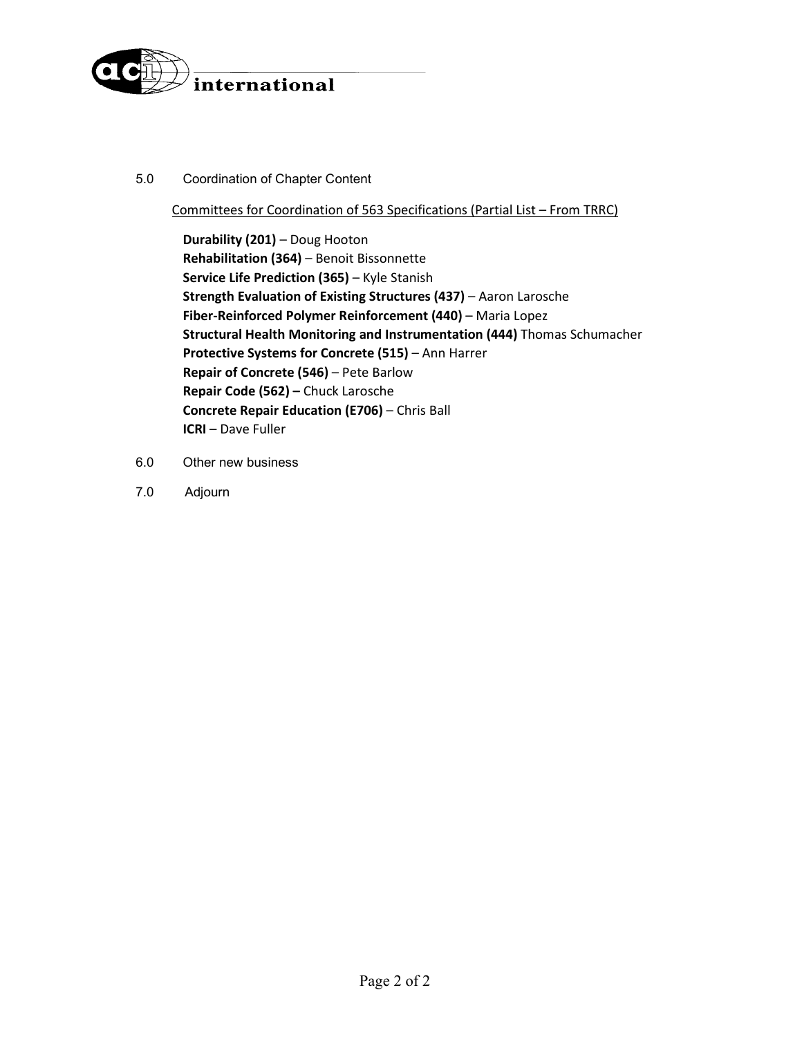5.0 Coordination of Chapter Content

Committees for Coordination of 563 Specifications (Partial List – From TRRC)

**Durability (201)** – Doug Hooton
**Rehabilitation (364)** – Benoit Bissonnette
**Service Life Prediction (365)** – Kyle Stanish
**Strength Evaluation of Existing Structures (437)** – Aaron Larosche
**Fiber-Reinforced Polymer Reinforcement (440)** – Maria Lopez
**Structural Health Monitoring and Instrumentation (444)** Thomas Schumacher
**Protective Systems for Concrete (515)** – Ann Harrer
**Repair of Concrete (546)** – Pete Barlow
**Repair Code (562) –** Chuck Larosche
**Concrete Repair Education (E706)** – Chris Ball
**ICRI** – Dave Fuller

6.0 Other new business

7.0 Adjourn